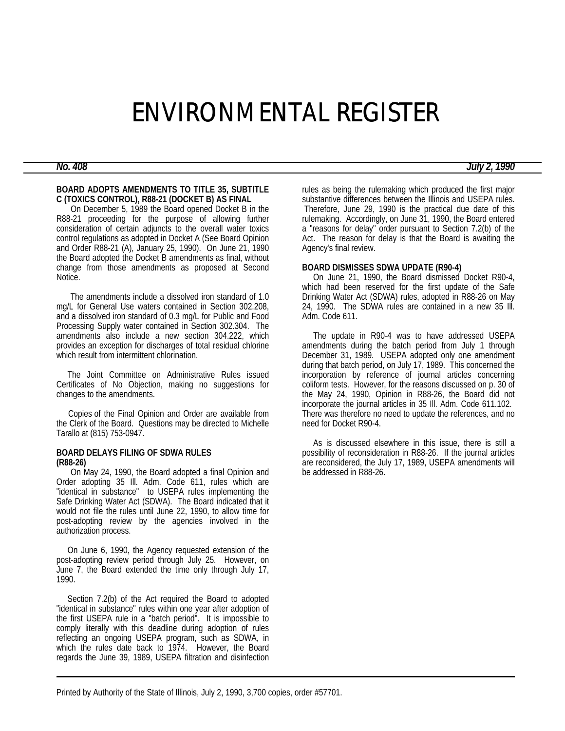# ENVIRONMENTAL REGISTER

***No. 408*** ***July 2, 1990***

**BOARD ADOPTS AMENDMENTS TO TITLE 35, SUBTITLE C (TOXICS CONTROL), R88-21 (DOCKET B) AS FINAL**

On December 5, 1989 the Board opened Docket B in the R88-21 proceeding for the purpose of allowing further consideration of certain adjuncts to the overall water toxics control regulations as adopted in Docket A (See Board Opinion and Order R88-21 (A), January 25, 1990). On June 21, 1990 the Board adopted the Docket B amendments as final, without change from those amendments as proposed at Second Notice.

The amendments include a dissolved iron standard of 1.0 mg/L for General Use waters contained in Section 302.208, and a dissolved iron standard of 0.3 mg/L for Public and Food Processing Supply water contained in Section 302.304. The amendments also include a new section 304.222, which provides an exception for discharges of total residual chlorine which result from intermittent chlorination.

The Joint Committee on Administrative Rules issued Certificates of No Objection, making no suggestions for changes to the amendments.

Copies of the Final Opinion and Order are available from the Clerk of the Board. Questions may be directed to Michelle Tarallo at (815) 753-0947.

**BOARD DELAYS FILING OF SDWA RULES (R88-26)**

On May 24, 1990, the Board adopted a final Opinion and Order adopting 35 Ill. Adm. Code 611, rules which are "identical in substance" to USEPA rules implementing the Safe Drinking Water Act (SDWA). The Board indicated that it would not file the rules until June 22, 1990, to allow time for post-adopting review by the agencies involved in the authorization process.

On June 6, 1990, the Agency requested extension of the post-adopting review period through July 25. However, on June 7, the Board extended the time only through July 17, 1990.

Section 7.2(b) of the Act required the Board to adopted "identical in substance" rules within one year after adoption of the first USEPA rule in a "batch period". It is impossible to comply literally with this deadline during adoption of rules reflecting an ongoing USEPA program, such as SDWA, in which the rules date back to 1974. However, the Board regards the June 39, 1989, USEPA filtration and disinfection rules as being the rulemaking which produced the first major substantive differences between the Illinois and USEPA rules. Therefore, June 29, 1990 is the practical due date of this rulemaking. Accordingly, on June 31, 1990, the Board entered a "reasons for delay" order pursuant to Section 7.2(b) of the Act. The reason for delay is that the Board is awaiting the Agency's final review.

**BOARD DISMISSES SDWA UPDATE (R90-4)**

On June 21, 1990, the Board dismissed Docket R90-4, which had been reserved for the first update of the Safe Drinking Water Act (SDWA) rules, adopted in R88-26 on May 24, 1990. The SDWA rules are contained in a new 35 Ill. Adm. Code 611.

The update in R90-4 was to have addressed USEPA amendments during the batch period from July 1 through December 31, 1989. USEPA adopted only one amendment during that batch period, on July 17, 1989. This concerned the incorporation by reference of journal articles concerning coliform tests. However, for the reasons discussed on p. 30 of the May 24, 1990, Opinion in R88-26, the Board did not incorporate the journal articles in 35 Ill. Adm. Code 611.102. There was therefore no need to update the references, and no need for Docket R90-4.

As is discussed elsewhere in this issue, there is still a possibility of reconsideration in R88-26. If the journal articles are reconsidered, the July 17, 1989, USEPA amendments will be addressed in R88-26.

Printed by Authority of the State of Illinois, July 2, 1990, 3,700 copies, order #57701.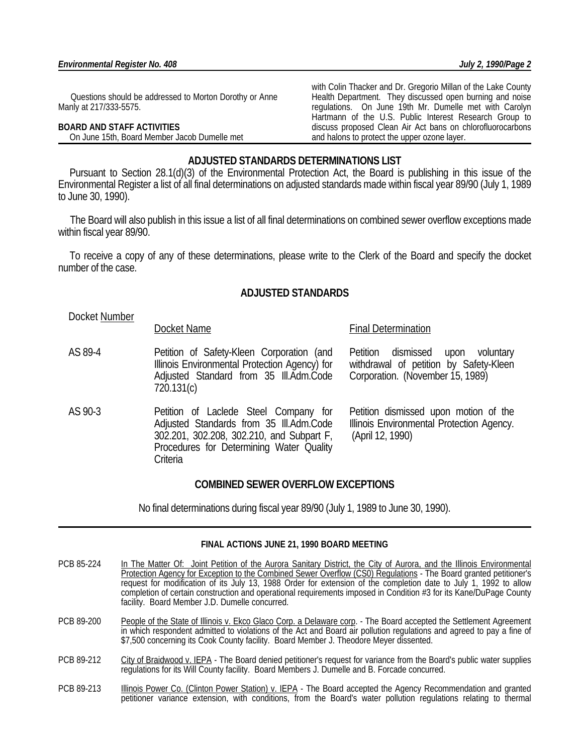Questions should be addressed to Morton Dorothy or Anne Manly at 217/333-5575.

**BOARD AND STAFF ACTIVITIES**

On June 15th, Board Member Jacob Dumelle met with Colin Thacker and Dr. Gregorio Millan of the Lake County Health Department. They discussed open burning and noise regulations. On June 19th Mr. Dumelle met with Carolyn Hartmann of the U.S. Public Interest Research Group to discuss proposed Clean Air Act bans on chlorofluorocarbons and halons to protect the upper ozone layer.

## ADJUSTED STANDARDS DETERMINATIONS LIST

Pursuant to Section 28.1(d)(3) of the Environmental Protection Act, the Board is publishing in this issue of the Environmental Register a list of all final determinations on adjusted standards made within fiscal year 89/90 (July 1, 1989 to June 30, 1990).

The Board will also publish in this issue a list of all final determinations on combined sewer overflow exceptions made within fiscal year 89/90.

To receive a copy of any of these determinations, please write to the Clerk of the Board and specify the docket number of the case.

## ADJUSTED STANDARDS

| Docket Number | Docket Name | Final Determination |
|---|---|---|
| AS 89-4 | Petition of Safety-Kleen Corporation (and Illinois Environmental Protection Agency) for Adjusted Standard from 35 Ill.Adm.Code 720.131(c) | Petition dismissed upon voluntary withdrawal of petition by Safety-Kleen Corporation. (November 15, 1989) |
| AS 90-3 | Petition of Laclede Steel Company for Adjusted Standards from 35 Ill.Adm.Code 302.201, 302.208, 302.210, and Subpart F, Procedures for Determining Water Quality Criteria | Petition dismissed upon motion of the Illinois Environmental Protection Agency. (April 12, 1990) |

## COMBINED SEWER OVERFLOW EXCEPTIONS

No final determinations during fiscal year 89/90 (July 1, 1989 to June 30, 1990).

---

### FINAL ACTIONS JUNE 21, 1990 BOARD MEETING

PCB 85-224 In The Matter Of: Joint Petition of the Aurora Sanitary District, the City of Aurora, and the Illinois Environmental Protection Agency for Exception to the Combined Sewer Overflow (CS0) Regulations - The Board granted petitioner's request for modification of its July 13, 1988 Order for extension of the completion date to July 1, 1992 to allow completion of certain construction and operational requirements imposed in Condition #3 for its Kane/DuPage County facility. Board Member J.D. Dumelle concurred.

PCB 89-200 People of the State of Illinois v. Ekco Glaco Corp. a Delaware corp. - The Board accepted the Settlement Agreement in which respondent admitted to violations of the Act and Board air pollution regulations and agreed to pay a fine of $7,500 concerning its Cook County facility. Board Member J. Theodore Meyer dissented.

PCB 89-212 City of Braidwood v. IEPA - The Board denied petitioner's request for variance from the Board's public water supplies regulations for its Will County facility. Board Members J. Dumelle and B. Forcade concurred.

PCB 89-213 Illinois Power Co. (Clinton Power Station) v. IEPA - The Board accepted the Agency Recommendation and granted petitioner variance extension, with conditions, from the Board's water pollution regulations relating to thermal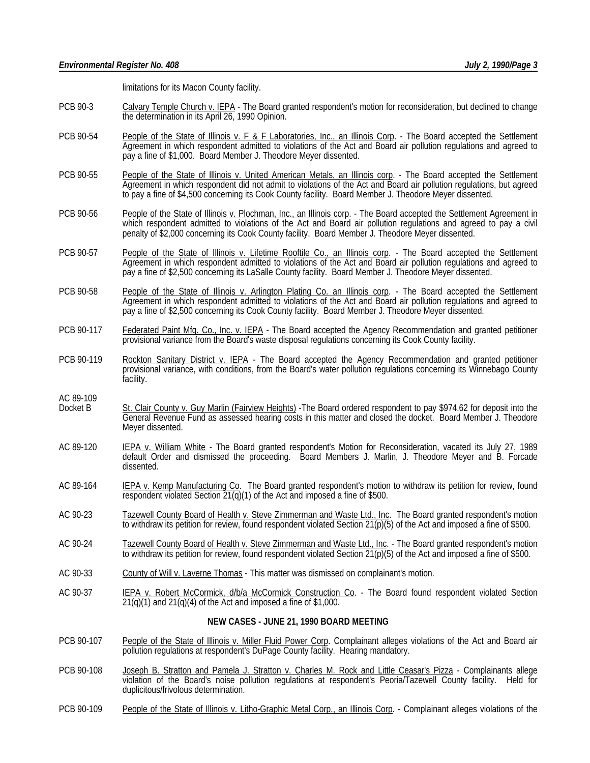limitations for its Macon County facility.

PCB 90-3 Calvary Temple Church v. IEPA - The Board granted respondent's motion for reconsideration, but declined to change the determination in its April 26, 1990 Opinion.

PCB 90-54 People of the State of Illinois v. F & F Laboratories, Inc., an Illinois Corp. - The Board accepted the Settlement Agreement in which respondent admitted to violations of the Act and Board air pollution regulations and agreed to pay a fine of $1,000. Board Member J. Theodore Meyer dissented.

PCB 90-55 People of the State of Illinois v. United American Metals, an Illinois corp. - The Board accepted the Settlement Agreement in which respondent did not admit to violations of the Act and Board air pollution regulations, but agreed to pay a fine of $4,500 concerning its Cook County facility. Board Member J. Theodore Meyer dissented.

PCB 90-56 People of the State of Illinois v. Plochman, Inc., an Illinois corp. - The Board accepted the Settlement Agreement in which respondent admitted to violations of the Act and Board air pollution regulations and agreed to pay a civil penalty of $2,000 concerning its Cook County facility. Board Member J. Theodore Meyer dissented.

PCB 90-57 People of the State of Illinois v. Lifetime Rooftile Co., an Illinois corp. - The Board accepted the Settlement Agreement in which respondent admitted to violations of the Act and Board air pollution regulations and agreed to pay a fine of $2,500 concerning its LaSalle County facility. Board Member J. Theodore Meyer dissented.

PCB 90-58 People of the State of Illinois v. Arlington Plating Co. an Illinois corp. - The Board accepted the Settlement Agreement in which respondent admitted to violations of the Act and Board air pollution regulations and agreed to pay a fine of $2,500 concerning its Cook County facility. Board Member J. Theodore Meyer dissented.

PCB 90-117 Federated Paint Mfg. Co., Inc. v. IEPA - The Board accepted the Agency Recommendation and granted petitioner provisional variance from the Board's waste disposal regulations concerning its Cook County facility.

PCB 90-119 Rockton Sanitary District v. IEPA - The Board accepted the Agency Recommendation and granted petitioner provisional variance, with conditions, from the Board's water pollution regulations concerning its Winnebago County facility.

AC 89-109 Docket B St. Clair County v. Guy Marlin (Fairview Heights) -The Board ordered respondent to pay $974.62 for deposit into the General Revenue Fund as assessed hearing costs in this matter and closed the docket. Board Member J. Theodore Meyer dissented.

AC 89-120 IEPA v. William White - The Board granted respondent's Motion for Reconsideration, vacated its July 27, 1989 default Order and dismissed the proceeding. Board Members J. Marlin, J. Theodore Meyer and B. Forcade dissented.

AC 89-164 IEPA v. Kemp Manufacturing Co. The Board granted respondent's motion to withdraw its petition for review, found respondent violated Section 21(q)(1) of the Act and imposed a fine of $500.

AC 90-23 Tazewell County Board of Health v. Steve Zimmerman and Waste Ltd., Inc. The Board granted respondent's motion to withdraw its petition for review, found respondent violated Section 21(p)(5) of the Act and imposed a fine of $500.

AC 90-24 Tazewell County Board of Health v. Steve Zimmerman and Waste Ltd., Inc. - The Board granted respondent's motion to withdraw its petition for review, found respondent violated Section 21(p)(5) of the Act and imposed a fine of $500.

AC 90-33 County of Will v. Laverne Thomas - This matter was dismissed on complainant's motion.

AC 90-37 IEPA v. Robert McCormick, d/b/a McCormick Construction Co. - The Board found respondent violated Section 21(q)(1) and 21(q)(4) of the Act and imposed a fine of $1,000.

## NEW CASES - JUNE 21, 1990 BOARD MEETING

PCB 90-107 People of the State of Illinois v. Miller Fluid Power Corp. Complainant alleges violations of the Act and Board air pollution regulations at respondent's DuPage County facility. Hearing mandatory.

PCB 90-108 Joseph B. Stratton and Pamela J. Stratton v. Charles M. Rock and Little Ceasar's Pizza - Complainants allege violation of the Board's noise pollution regulations at respondent's Peoria/Tazewell County facility. Held for duplicitous/frivolous determination.

PCB 90-109 People of the State of Illinois v. Litho-Graphic Metal Corp., an Illinois Corp. - Complainant alleges violations of the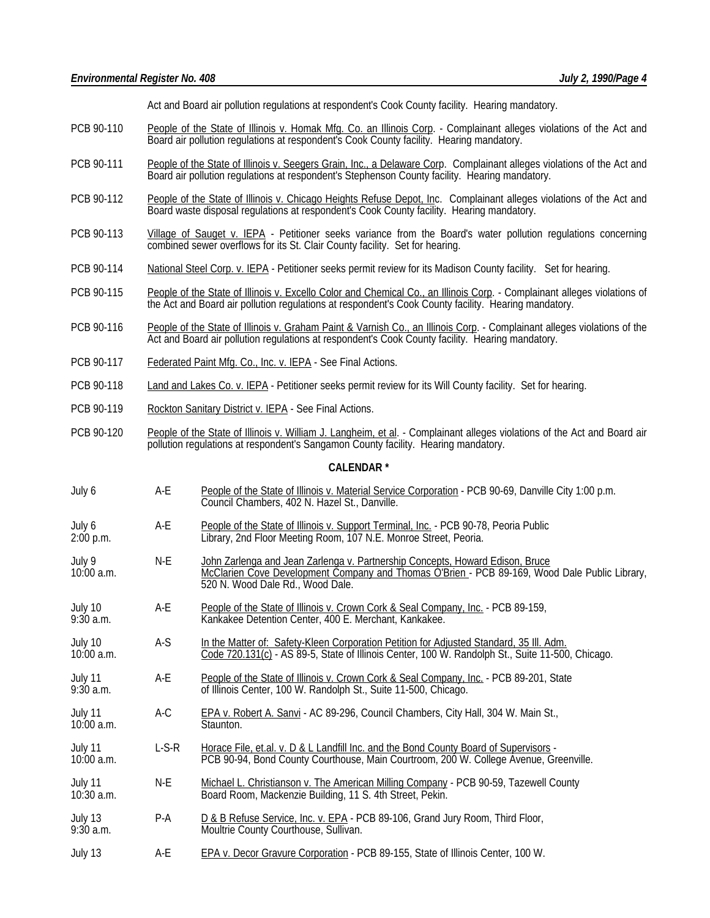Act and Board air pollution regulations at respondent's Cook County facility. Hearing mandatory.

PCB 90-110 People of the State of Illinois v. Homak Mfg. Co. an Illinois Corp. - Complainant alleges violations of the Act and Board air pollution regulations at respondent's Cook County facility. Hearing mandatory.

PCB 90-111 People of the State of Illinois v. Seegers Grain, Inc., a Delaware Corp. Complainant alleges violations of the Act and Board air pollution regulations at respondent's Stephenson County facility. Hearing mandatory.

PCB 90-112 People of the State of Illinois v. Chicago Heights Refuse Depot, Inc. Complainant alleges violations of the Act and Board waste disposal regulations at respondent's Cook County facility. Hearing mandatory.

PCB 90-113 Village of Sauget v. IEPA - Petitioner seeks variance from the Board's water pollution regulations concerning combined sewer overflows for its St. Clair County facility. Set for hearing.

PCB 90-114 National Steel Corp. v. IEPA - Petitioner seeks permit review for its Madison County facility. Set for hearing.

PCB 90-115 People of the State of Illinois v. Excello Color and Chemical Co., an Illinois Corp. - Complainant alleges violations of the Act and Board air pollution regulations at respondent's Cook County facility. Hearing mandatory.

PCB 90-116 People of the State of Illinois v. Graham Paint & Varnish Co., an Illinois Corp. - Complainant alleges violations of the Act and Board air pollution regulations at respondent's Cook County facility. Hearing mandatory.

PCB 90-117 Federated Paint Mfg. Co., Inc. v. IEPA - See Final Actions.

PCB 90-118 Land and Lakes Co. v. IEPA - Petitioner seeks permit review for its Will County facility. Set for hearing.

PCB 90-119 Rockton Sanitary District v. IEPA - See Final Actions.

PCB 90-120 People of the State of Illinois v. William J. Langheim, et al. - Complainant alleges violations of the Act and Board air pollution regulations at respondent's Sangamon County facility. Hearing mandatory.

## CALENDAR *

| Date | Type | Matter |
|---|---|---|
| July 6 | A-E | People of the State of Illinois v. Material Service Corporation - PCB 90-69, Danville City 1:00 p.m. Council Chambers, 402 N. Hazel St., Danville. |
| July 6 2:00 p.m. | A-E | People of the State of Illinois v. Support Terminal, Inc. - PCB 90-78, Peoria Public Library, 2nd Floor Meeting Room, 107 N.E. Monroe Street, Peoria. |
| July 9 10:00 a.m. | N-E | John Zarlenga and Jean Zarlenga v. Partnership Concepts, Howard Edison, Bruce McClarien Cove Development Company and Thomas O'Brien - PCB 89-169, Wood Dale Public Library, 520 N. Wood Dale Rd., Wood Dale. |
| July 10 9:30 a.m. | A-E | People of the State of Illinois v. Crown Cork & Seal Company, Inc. - PCB 89-159, Kankakee Detention Center, 400 E. Merchant, Kankakee. |
| July 10 10:00 a.m. | A-S | In the Matter of: Safety-Kleen Corporation Petition for Adjusted Standard, 35 Ill. Adm. Code 720.131(c) - AS 89-5, State of Illinois Center, 100 W. Randolph St., Suite 11-500, Chicago. |
| July 11 9:30 a.m. | A-E | People of the State of Illinois v. Crown Cork & Seal Company, Inc. - PCB 89-201, State of Illinois Center, 100 W. Randolph St., Suite 11-500, Chicago. |
| July 11 10:00 a.m. | A-C | EPA v. Robert A. Sanvi - AC 89-296, Council Chambers, City Hall, 304 W. Main St., Staunton. |
| July 11 10:00 a.m. | L-S-R | Horace File, et.al. v. D & L Landfill Inc. and the Bond County Board of Supervisors - PCB 90-94, Bond County Courthouse, Main Courtroom, 200 W. College Avenue, Greenville. |
| July 11 10:30 a.m. | N-E | Michael L. Christianson v. The American Milling Company - PCB 90-59, Tazewell County Board Room, Mackenzie Building, 11 S. 4th Street, Pekin. |
| July 13 9:30 a.m. | P-A | D & B Refuse Service, Inc. v. EPA - PCB 89-106, Grand Jury Room, Third Floor, Moultrie County Courthouse, Sullivan. |
| July 13 | A-E | EPA v. Decor Gravure Corporation - PCB 89-155, State of Illinois Center, 100 W. |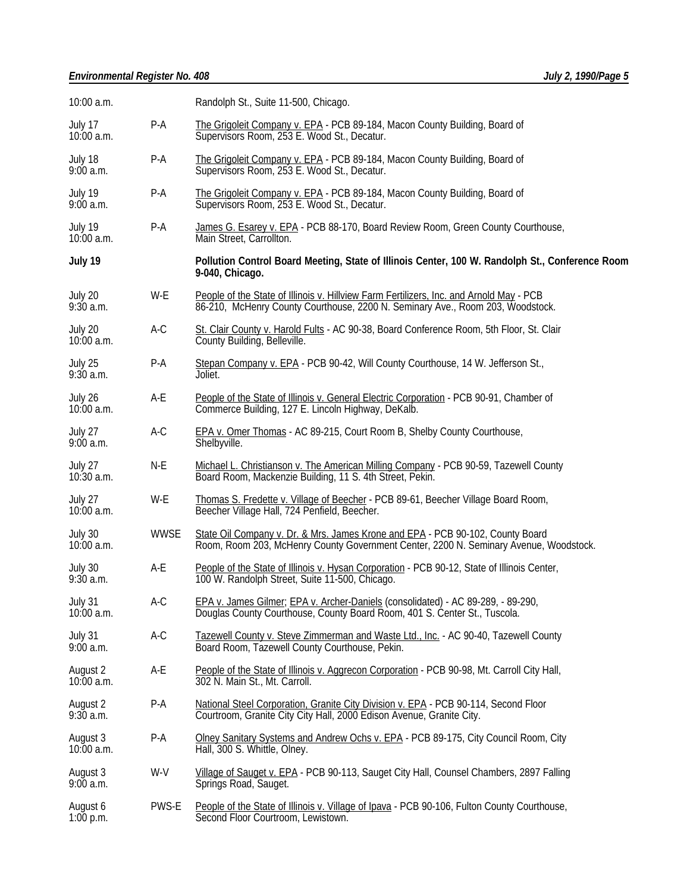| | | |
|---|---|---|
| 10:00 a.m. | | Randolph St., Suite 11-500, Chicago. |
| July 17<br>10:00 a.m. | P-A | The Grigoleit Company v. EPA - PCB 89-184, Macon County Building, Board of Supervisors Room, 253 E. Wood St., Decatur. |
| July 18<br>9:00 a.m. | P-A | The Grigoleit Company v. EPA - PCB 89-184, Macon County Building, Board of Supervisors Room, 253 E. Wood St., Decatur. |
| July 19<br>9:00 a.m. | P-A | The Grigoleit Company v. EPA - PCB 89-184, Macon County Building, Board of Supervisors Room, 253 E. Wood St., Decatur. |
| July 19<br>10:00 a.m. | P-A | James G. Esarey v. EPA - PCB 88-170, Board Review Room, Green County Courthouse, Main Street, Carrollton. |
| **July 19** | | **Pollution Control Board Meeting, State of Illinois Center, 100 W. Randolph St., Conference Room 9-040, Chicago.** |
| July 20<br>9:30 a.m. | W-E | People of the State of Illinois v. Hillview Farm Fertilizers, Inc. and Arnold May - PCB 86-210, McHenry County Courthouse, 2200 N. Seminary Ave., Room 203, Woodstock. |
| July 20<br>10:00 a.m. | A-C | St. Clair County v. Harold Fults - AC 90-38, Board Conference Room, 5th Floor, St. Clair County Building, Belleville. |
| July 25<br>9:30 a.m. | P-A | Stepan Company v. EPA - PCB 90-42, Will County Courthouse, 14 W. Jefferson St., Joliet. |
| July 26<br>10:00 a.m. | A-E | People of the State of Illinois v. General Electric Corporation - PCB 90-91, Chamber of Commerce Building, 127 E. Lincoln Highway, DeKalb. |
| July 27<br>9:00 a.m. | A-C | EPA v. Omer Thomas - AC 89-215, Court Room B, Shelby County Courthouse, Shelbyville. |
| July 27<br>10:30 a.m. | N-E | Michael L. Christianson v. The American Milling Company - PCB 90-59, Tazewell County Board Room, Mackenzie Building, 11 S. 4th Street, Pekin. |
| July 27<br>10:00 a.m. | W-E | Thomas S. Fredette v. Village of Beecher - PCB 89-61, Beecher Village Board Room, Beecher Village Hall, 724 Penfield, Beecher. |
| July 30<br>10:00 a.m. | WWSE | State Oil Company v. Dr. & Mrs. James Krone and EPA - PCB 90-102, County Board Room, Room 203, McHenry County Government Center, 2200 N. Seminary Avenue, Woodstock. |
| July 30<br>9:30 a.m. | A-E | People of the State of Illinois v. Hysan Corporation - PCB 90-12, State of Illinois Center, 100 W. Randolph Street, Suite 11-500, Chicago. |
| July 31<br>10:00 a.m. | A-C | EPA v. James Gilmer; EPA v. Archer-Daniels (consolidated) - AC 89-289, - 89-290, Douglas County Courthouse, County Board Room, 401 S. Center St., Tuscola. |
| July 31<br>9:00 a.m. | A-C | Tazewell County v. Steve Zimmerman and Waste Ltd., Inc. - AC 90-40, Tazewell County Board Room, Tazewell County Courthouse, Pekin. |
| August 2<br>10:00 a.m. | A-E | People of the State of Illinois v. Aggrecon Corporation - PCB 90-98, Mt. Carroll City Hall, 302 N. Main St., Mt. Carroll. |
| August 2<br>9:30 a.m. | P-A | National Steel Corporation, Granite City Division v. EPA - PCB 90-114, Second Floor Courtroom, Granite City City Hall, 2000 Edison Avenue, Granite City. |
| August 3<br>10:00 a.m. | P-A | Olney Sanitary Systems and Andrew Ochs v. EPA - PCB 89-175, City Council Room, City Hall, 300 S. Whittle, Olney. |
| August 3<br>9:00 a.m. | W-V | Village of Sauget v. EPA - PCB 90-113, Sauget City Hall, Counsel Chambers, 2897 Falling Springs Road, Sauget. |
| August 6<br>1:00 p.m. | PWS-E | People of the State of Illinois v. Village of Ipava - PCB 90-106, Fulton County Courthouse, Second Floor Courtroom, Lewistown. |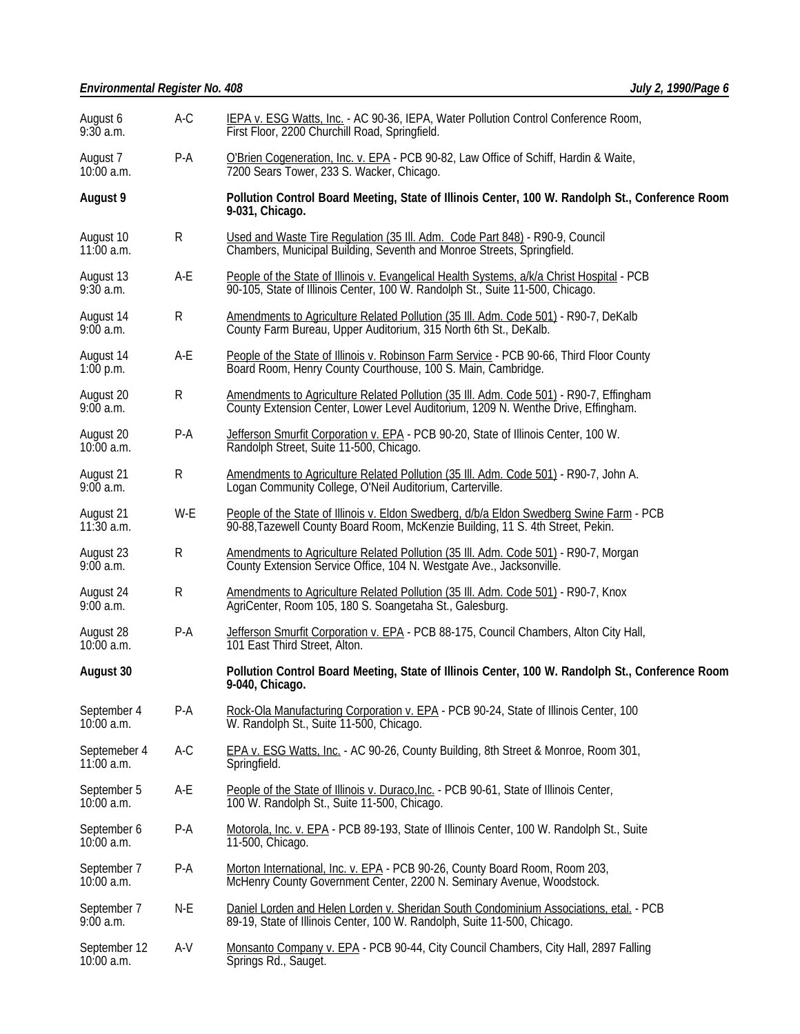| | | |
|---|---|---|
| August 6<br>9:30 a.m. | A-C | IEPA v. ESG Watts, Inc. - AC 90-36, IEPA, Water Pollution Control Conference Room, First Floor, 2200 Churchill Road, Springfield. |
| August 7<br>10:00 a.m. | P-A | O'Brien Cogeneration, Inc. v. EPA - PCB 90-82, Law Office of Schiff, Hardin & Waite, 7200 Sears Tower, 233 S. Wacker, Chicago. |
| **August 9** | | **Pollution Control Board Meeting, State of Illinois Center, 100 W. Randolph St., Conference Room 9-031, Chicago.** |
| August 10<br>11:00 a.m. | R | Used and Waste Tire Regulation (35 Ill. Adm. Code Part 848) - R90-9, Council Chambers, Municipal Building, Seventh and Monroe Streets, Springfield. |
| August 13<br>9:30 a.m. | A-E | People of the State of Illinois v. Evangelical Health Systems, a/k/a Christ Hospital - PCB 90-105, State of Illinois Center, 100 W. Randolph St., Suite 11-500, Chicago. |
| August 14<br>9:00 a.m. | R | Amendments to Agriculture Related Pollution (35 Ill. Adm. Code 501) - R90-7, DeKalb County Farm Bureau, Upper Auditorium, 315 North 6th St., DeKalb. |
| August 14<br>1:00 p.m. | A-E | People of the State of Illinois v. Robinson Farm Service - PCB 90-66, Third Floor County Board Room, Henry County Courthouse, 100 S. Main, Cambridge. |
| August 20<br>9:00 a.m. | R | Amendments to Agriculture Related Pollution (35 Ill. Adm. Code 501) - R90-7, Effingham County Extension Center, Lower Level Auditorium, 1209 N. Wenthe Drive, Effingham. |
| August 20<br>10:00 a.m. | P-A | Jefferson Smurfit Corporation v. EPA - PCB 90-20, State of Illinois Center, 100 W. Randolph Street, Suite 11-500, Chicago. |
| August 21<br>9:00 a.m. | R | Amendments to Agriculture Related Pollution (35 Ill. Adm. Code 501) - R90-7, John A. Logan Community College, O'Neil Auditorium, Carterville. |
| August 21<br>11:30 a.m. | W-E | People of the State of Illinois v. Eldon Swedberg, d/b/a Eldon Swedberg Swine Farm - PCB 90-88,Tazewell County Board Room, McKenzie Building, 11 S. 4th Street, Pekin. |
| August 23<br>9:00 a.m. | R | Amendments to Agriculture Related Pollution (35 Ill. Adm. Code 501) - R90-7, Morgan County Extension Service Office, 104 N. Westgate Ave., Jacksonville. |
| August 24<br>9:00 a.m. | R | Amendments to Agriculture Related Pollution (35 Ill. Adm. Code 501) - R90-7, Knox AgriCenter, Room 105, 180 S. Soangetaha St., Galesburg. |
| August 28<br>10:00 a.m. | P-A | Jefferson Smurfit Corporation v. EPA - PCB 88-175, Council Chambers, Alton City Hall, 101 East Third Street, Alton. |
| **August 30** | | **Pollution Control Board Meeting, State of Illinois Center, 100 W. Randolph St., Conference Room 9-040, Chicago.** |
| September 4<br>10:00 a.m. | P-A | Rock-Ola Manufacturing Corporation v. EPA - PCB 90-24, State of Illinois Center, 100 W. Randolph St., Suite 11-500, Chicago. |
| Septemeber 4<br>11:00 a.m. | A-C | EPA v. ESG Watts, Inc. - AC 90-26, County Building, 8th Street & Monroe, Room 301, Springfield. |
| September 5<br>10:00 a.m. | A-E | People of the State of Illinois v. Duraco,Inc. - PCB 90-61, State of Illinois Center, 100 W. Randolph St., Suite 11-500, Chicago. |
| September 6<br>10:00 a.m. | P-A | Motorola, Inc. v. EPA - PCB 89-193, State of Illinois Center, 100 W. Randolph St., Suite 11-500, Chicago. |
| September 7<br>10:00 a.m. | P-A | Morton International, Inc. v. EPA - PCB 90-26, County Board Room, Room 203, McHenry County Government Center, 2200 N. Seminary Avenue, Woodstock. |
| September 7<br>9:00 a.m. | N-E | Daniel Lorden and Helen Lorden v. Sheridan South Condominium Associations, etal. - PCB 89-19, State of Illinois Center, 100 W. Randolph, Suite 11-500, Chicago. |
| September 12<br>10:00 a.m. | A-V | Monsanto Company v. EPA - PCB 90-44, City Council Chambers, City Hall, 2897 Falling Springs Rd., Sauget. |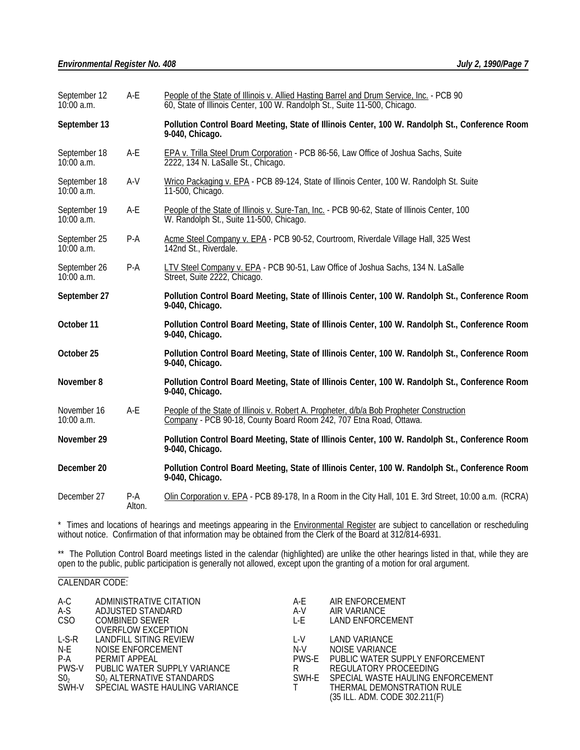| | | |
|---|---|---|
| September 12<br>10:00 a.m. | A-E | People of the State of Illinois v. Allied Hasting Barrel and Drum Service, Inc. - PCB 90 60, State of Illinois Center, 100 W. Randolph St., Suite 11-500, Chicago. |
| **September 13** | | **Pollution Control Board Meeting, State of Illinois Center, 100 W. Randolph St., Conference Room 9-040, Chicago.** |
| September 18<br>10:00 a.m. | A-E | EPA v. Trilla Steel Drum Corporation - PCB 86-56, Law Office of Joshua Sachs, Suite 2222, 134 N. LaSalle St., Chicago. |
| September 18<br>10:00 a.m. | A-V | Wrico Packaging v. EPA - PCB 89-124, State of Illinois Center, 100 W. Randolph St. Suite 11-500, Chicago. |
| September 19<br>10:00 a.m. | A-E | People of the State of Illinois v. Sure-Tan, Inc. - PCB 90-62, State of Illinois Center, 100 W. Randolph St., Suite 11-500, Chicago. |
| September 25<br>10:00 a.m. | P-A | Acme Steel Company v. EPA - PCB 90-52, Courtroom, Riverdale Village Hall, 325 West 142nd St., Riverdale. |
| September 26<br>10:00 a.m. | P-A | LTV Steel Company v. EPA - PCB 90-51, Law Office of Joshua Sachs, 134 N. LaSalle Street, Suite 2222, Chicago. |
| **September 27** | | **Pollution Control Board Meeting, State of Illinois Center, 100 W. Randolph St., Conference Room 9-040, Chicago.** |
| **October 11** | | **Pollution Control Board Meeting, State of Illinois Center, 100 W. Randolph St., Conference Room 9-040, Chicago.** |
| **October 25** | | **Pollution Control Board Meeting, State of Illinois Center, 100 W. Randolph St., Conference Room 9-040, Chicago.** |
| **November 8** | | **Pollution Control Board Meeting, State of Illinois Center, 100 W. Randolph St., Conference Room 9-040, Chicago.** |
| November 16<br>10:00 a.m. | A-E | People of the State of Illinois v. Robert A. Propheter, d/b/a Bob Propheter Construction Company - PCB 90-18, County Board Room 242, 707 Etna Road, Ottawa. |
| **November 29** | | **Pollution Control Board Meeting, State of Illinois Center, 100 W. Randolph St., Conference Room 9-040, Chicago.** |
| **December 20** | | **Pollution Control Board Meeting, State of Illinois Center, 100 W. Randolph St., Conference Room 9-040, Chicago.** |
| December 27 | P-A<br>Alton. | Olin Corporation v. EPA - PCB 89-178, In a Room in the City Hall, 101 E. 3rd Street, 10:00 a.m. (RCRA) |

\* Times and locations of hearings and meetings appearing in the Environmental Register are subject to cancellation or rescheduling without notice. Confirmation of that information may be obtained from the Clerk of the Board at 312/814-6931.

\*\* The Pollution Control Board meetings listed in the calendar (highlighted) are unlike the other hearings listed in that, while they are open to the public, public participation is generally not allowed, except upon the granting of a motion for oral argument.

CALENDAR CODE:

| | | | |
|---|---|---|---|
| A-C | ADMINISTRATIVE CITATION | A-E | AIR ENFORCEMENT |
| A-S | ADJUSTED STANDARD | A-V | AIR VARIANCE |
| CSO | COMBINED SEWER OVERFLOW EXCEPTION | L-E | LAND ENFORCEMENT |
| L-S-R | LANDFILL SITING REVIEW | L-V | LAND VARIANCE |
| N-E | NOISE ENFORCEMENT | N-V | NOISE VARIANCE |
| P-A | PERMIT APPEAL | PWS-E | PUBLIC WATER SUPPLY ENFORCEMENT |
| PWS-V | PUBLIC WATER SUPPLY VARIANCE | R | REGULATORY PROCEEDING |
| $SO_2$ | $SO_2$ ALTERNATIVE STANDARDS | SWH-E | SPECIAL WASTE HAULING ENFORCEMENT |
| SWH-V | SPECIAL WASTE HAULING VARIANCE | T | THERMAL DEMONSTRATION RULE (35 ILL. ADM. CODE 302.211(F) |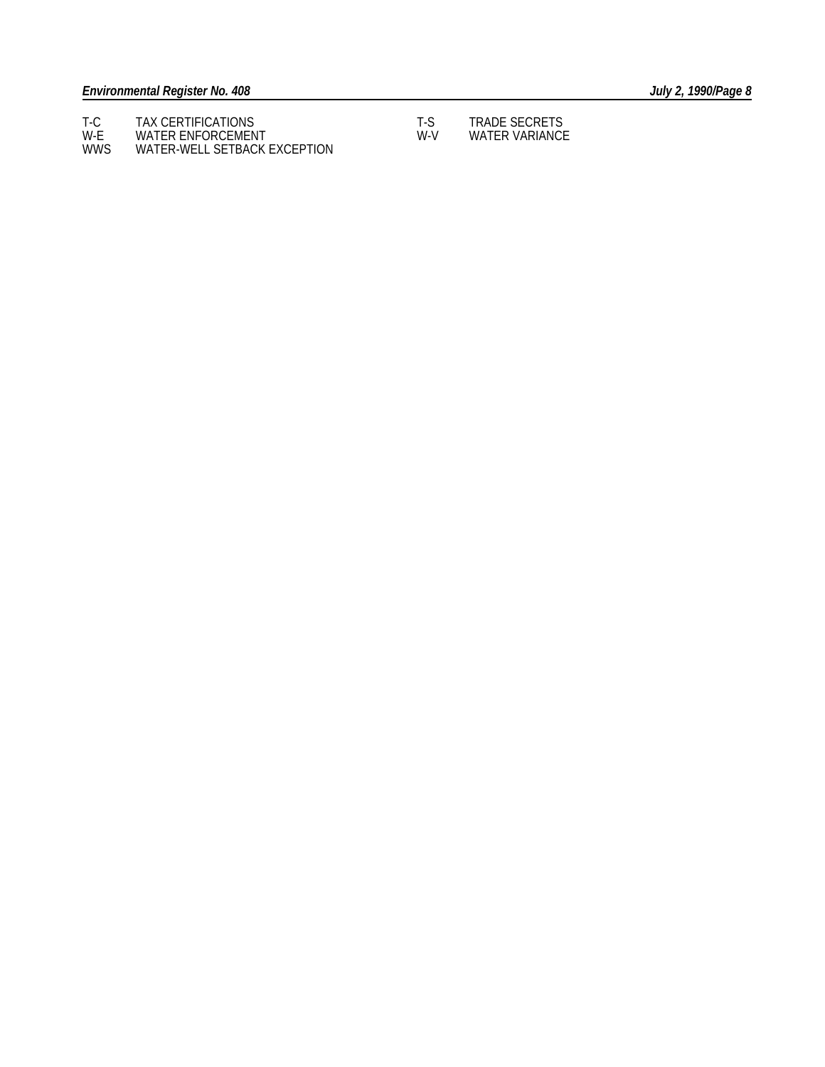| | | | |
|---|---|---|---|
| T-C | TAX CERTIFICATIONS | T-S | TRADE SECRETS |
| W-E | WATER ENFORCEMENT | W-V | WATER VARIANCE |
| WWS | WATER-WELL SETBACK EXCEPTION | | |